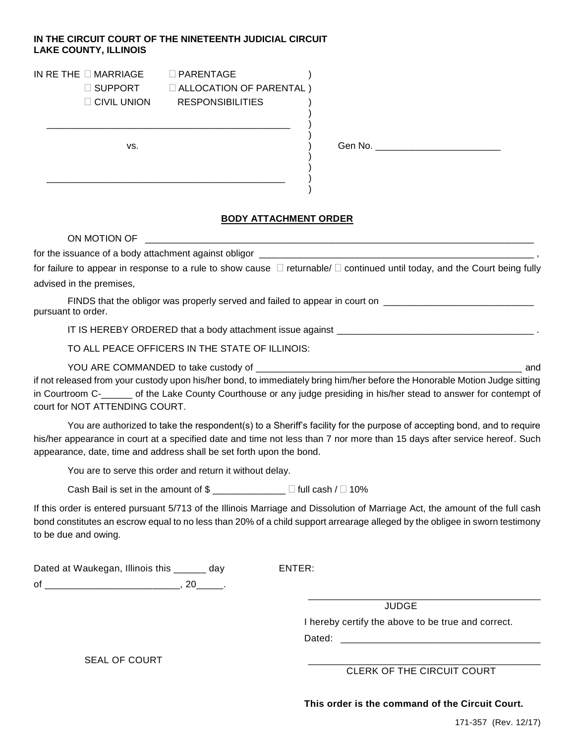**IN THE CIRCUIT COURT OF THE NINETEENTH JUDICIAL CIRCUIT**
**LAKE COUNTY, ILLINOIS**

IN RE THE ☐ MARRIAGE ☐ PARENTAGE
☐ SUPPORT ☐ ALLOCATION OF PARENTAL
☐ CIVIL UNION RESPONSIBILITIES

_______________________________________________

vs. Gen No. ________________________

_______________________________________________

## BODY ATTACHMENT ORDER

ON MOTION OF ______________________________________________________________________________

for the issuance of a body attachment against obligor _______________________________________________________ ,

for failure to appear in response to a rule to show cause ☐ returnable/ ☐ continued until today, and the Court being fully advised in the premises,

FINDS that the obligor was properly served and failed to appear in court on _____________________________ pursuant to order.

IT IS HEREBY ORDERED that a body attachment issue against _______________________________________ .

TO ALL PEACE OFFICERS IN THE STATE OF ILLINOIS:

YOU ARE COMMANDED to take custody of ______________________________________________________ and if not released from your custody upon his/her bond, to immediately bring him/her before the Honorable Motion Judge sitting in Courtroom C-______ of the Lake County Courthouse or any judge presiding in his/her stead to answer for contempt of court for NOT ATTENDING COURT.

You are authorized to take the respondent(s) to a Sheriff's facility for the purpose of accepting bond, and to require his/her appearance in court at a specified date and time not less than 7 nor more than 15 days after service hereof. Such appearance, date, time and address shall be set forth upon the bond.

You are to serve this order and return it without delay.

Cash Bail is set in the amount of $ ______________ ☐ full cash / ☐ 10%

If this order is entered pursuant 5/713 of the Illinois Marriage and Dissolution of Marriage Act, the amount of the full cash bond constitutes an escrow equal to no less than 20% of a child support arrearage alleged by the obligee in sworn testimony to be due and owing.

Dated at Waukegan, Illinois this ______ day of _________________________, 20_____.

ENTER:

_____________________________________________
JUDGE

I hereby certify the above to be true and correct.

Dated: ______________________________________

SEAL OF COURT

_____________________________________________
CLERK OF THE CIRCUIT COURT

**This order is the command of the Circuit Court.**

171-357 (Rev. 12/17)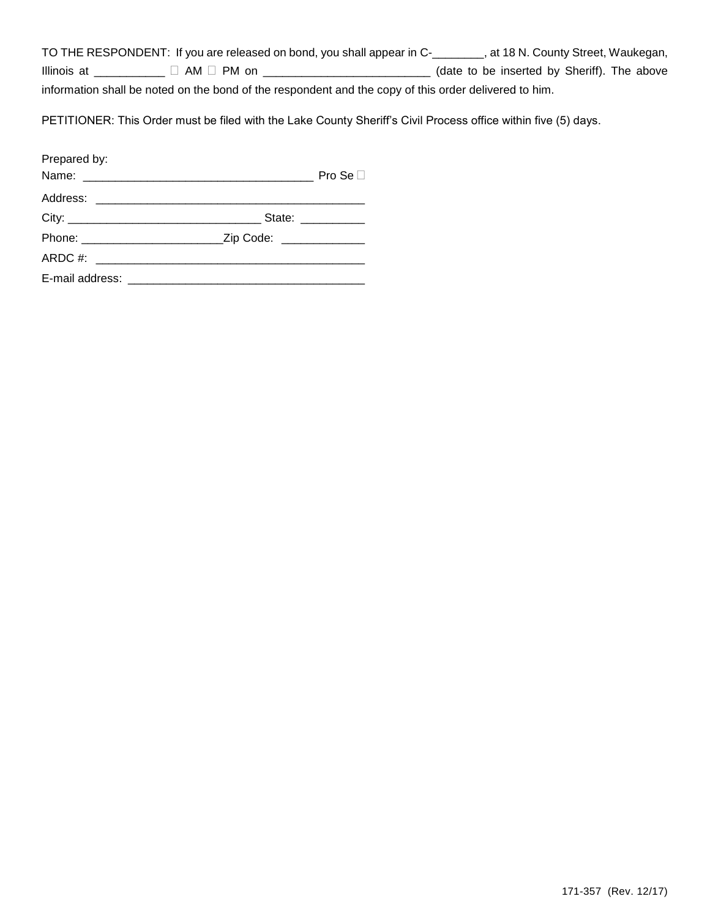TO THE RESPONDENT: If you are released on bond, you shall appear in C-________, at 18 N. County Street, Waukegan, Illinois at ___________ ☐ AM ☐ PM on __________________________ (date to be inserted by Sheriff). The above information shall be noted on the bond of the respondent and the copy of this order delivered to him.

PETITIONER: This Order must be filed with the Lake County Sheriff's Civil Process office within five (5) days.

Prepared by:

Name: ____________________________________ Pro Se ☐

Address: __________________________________________

City: ______________________________ State: __________

Phone: ______________________Zip Code: _____________

ARDC #: __________________________________________

E-mail address: _____________________________________

171-357 (Rev. 12/17)